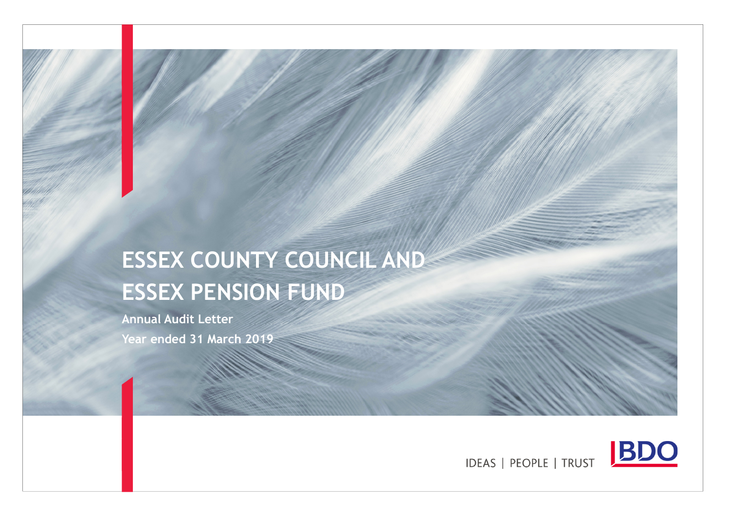# ESSEX COUNTY COUNCIL AND ESSEX PENSION FUND

**Annual Audit Letter**

**Year ended 31 March 2019**

IDEAS | PEOPLE | TRUST

BDO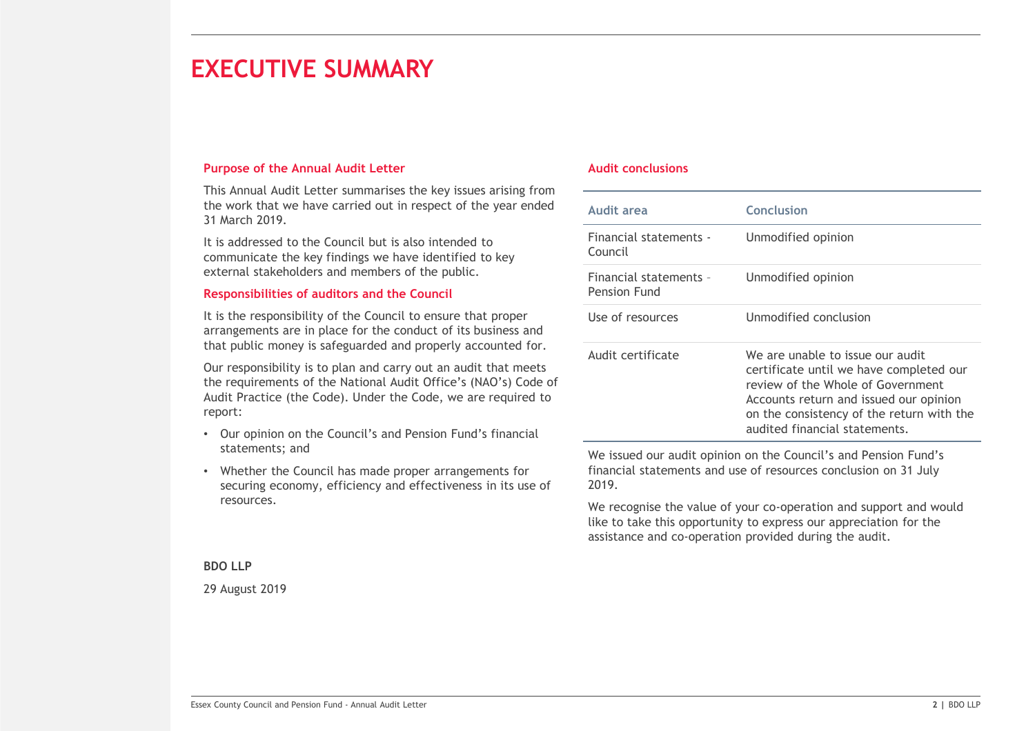# EXECUTIVE SUMMARY

## Purpose of the Annual Audit Letter

This Annual Audit Letter summarises the key issues arising from the work that we have carried out in respect of the year ended 31 March 2019.

It is addressed to the Council but is also intended to communicate the key findings we have identified to key external stakeholders and members of the public.

## Responsibilities of auditors and the Council

It is the responsibility of the Council to ensure that proper arrangements are in place for the conduct of its business and that public money is safeguarded and properly accounted for.

Our responsibility is to plan and carry out an audit that meets the requirements of the National Audit Office's (NAO's) Code of Audit Practice (the Code). Under the Code, we are required to report:

- Our opinion on the Council's and Pension Fund's financial statements; and
- Whether the Council has made proper arrangements for securing economy, efficiency and effectiveness in its use of resources.

**BDO LLP**

29 August 2019

## Audit conclusions

| Audit area | Conclusion |
|---|---|
| Financial statements - Council | Unmodified opinion |
| Financial statements – Pension Fund | Unmodified opinion |
| Use of resources | Unmodified conclusion |
| Audit certificate | We are unable to issue our audit certificate until we have completed our review of the Whole of Government Accounts return and issued our opinion on the consistency of the return with the audited financial statements. |

We issued our audit opinion on the Council's and Pension Fund's financial statements and use of resources conclusion on 31 July 2019.

We recognise the value of your co-operation and support and would like to take this opportunity to express our appreciation for the assistance and co-operation provided during the audit.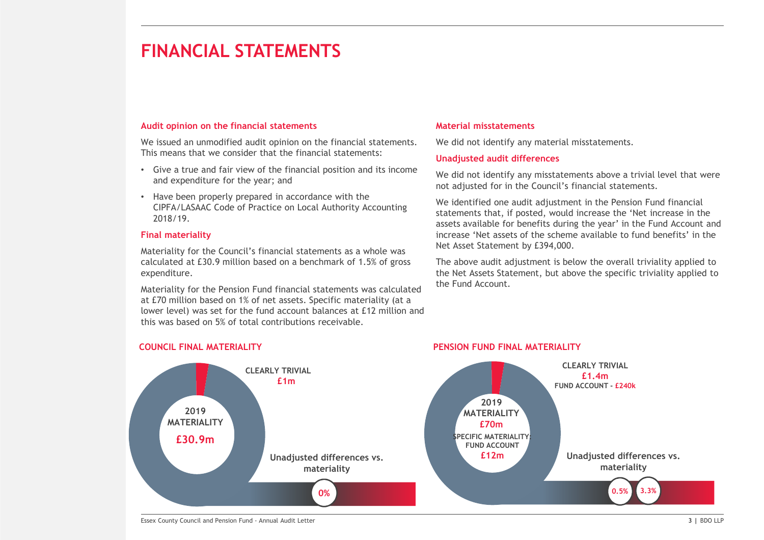# FINANCIAL STATEMENTS

### Audit opinion on the financial statements

We issued an unmodified audit opinion on the financial statements. This means that we consider that the financial statements:

- Give a true and fair view of the financial position and its income and expenditure for the year; and
- Have been properly prepared in accordance with the CIPFA/LASAAC Code of Practice on Local Authority Accounting 2018/19.

### Final materiality

Materiality for the Council's financial statements as a whole was calculated at £30.9 million based on a benchmark of 1.5% of gross expenditure.

Materiality for the Pension Fund financial statements was calculated at £70 million based on 1% of net assets. Specific materiality (at a lower level) was set for the fund account balances at £12 million and this was based on 5% of total contributions receivable.

### Material misstatements

We did not identify any material misstatements.

### Unadjusted audit differences

We did not identify any misstatements above a trivial level that were not adjusted for in the Council's financial statements.

We identified one audit adjustment in the Pension Fund financial statements that, if posted, would increase the 'Net increase in the assets available for benefits during the year' in the Fund Account and increase 'Net assets of the scheme available to fund benefits' in the Net Asset Statement by £394,000.

The above audit adjustment is below the overall triviality applied to the Net Assets Statement, but above the specific triviality applied to the Fund Account.

### COUNCIL FINAL MATERIALITY

2019 MATERIALITY **£30.9m**

CLEARLY TRIVIAL **£1m**

Unadjusted differences vs. materiality: **0%**

### PENSION FUND FINAL MATERIALITY

2019 MATERIALITY **£70m**

SPECIFIC MATERIALITY: FUND ACCOUNT **£12m**

CLEARLY TRIVIAL **£1.4m**

FUND ACCOUNT - **£240k**

Unadjusted differences vs. materiality: **0.5%** **3.3%**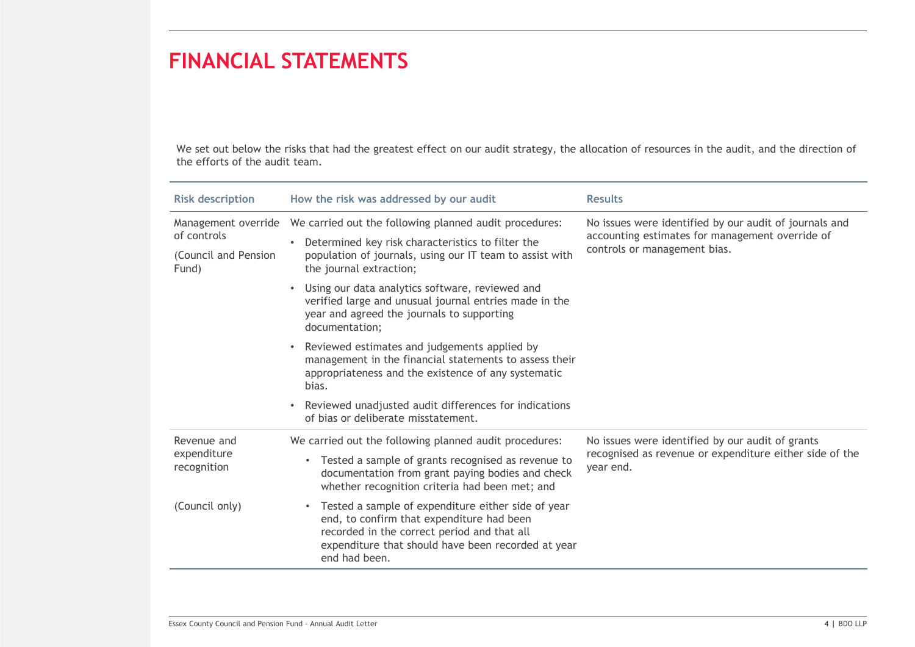# FINANCIAL STATEMENTS

We set out below the risks that had the greatest effect on our audit strategy, the allocation of resources in the audit, and the direction of the efforts of the audit team.

| Risk description | How the risk was addressed by our audit | Results |
|---|---|---|
| Management override of controls<br><br>(Council and Pension Fund) | We carried out the following planned audit procedures:<br>• Determined key risk characteristics to filter the population of journals, using our IT team to assist with the journal extraction;<br>• Using our data analytics software, reviewed and verified large and unusual journal entries made in the year and agreed the journals to supporting documentation;<br>• Reviewed estimates and judgements applied by management in the financial statements to assess their appropriateness and the existence of any systematic bias.<br>• Reviewed unadjusted audit differences for indications of bias or deliberate misstatement. | No issues were identified by our audit of journals and accounting estimates for management override of controls or management bias. |
| Revenue and expenditure recognition<br><br>(Council only) | We carried out the following planned audit procedures:<br>• Tested a sample of grants recognised as revenue to documentation from grant paying bodies and check whether recognition criteria had been met; and<br>• Tested a sample of expenditure either side of year end, to confirm that expenditure had been recorded in the correct period and that all expenditure that should have been recorded at year end had been. | No issues were identified by our audit of grants recognised as revenue or expenditure either side of the year end. |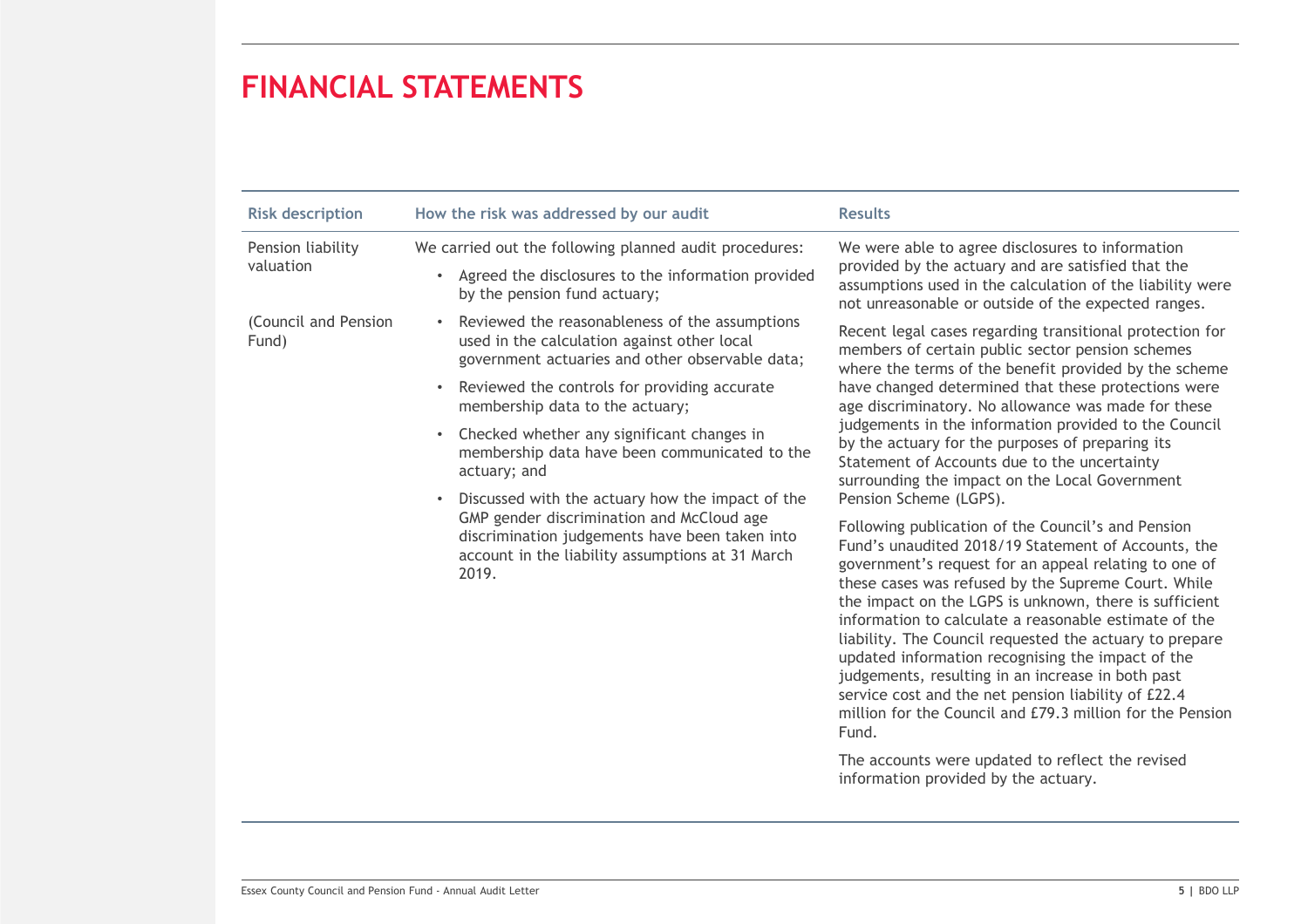# FINANCIAL STATEMENTS

| Risk description | How the risk was addressed by our audit | Results |
| --- | --- | --- |
| Pension liability valuation<br><br>(Council and Pension Fund) | We carried out the following planned audit procedures:<br>• Agreed the disclosures to the information provided by the pension fund actuary;<br>• Reviewed the reasonableness of the assumptions used in the calculation against other local government actuaries and other observable data;<br>• Reviewed the controls for providing accurate membership data to the actuary;<br>• Checked whether any significant changes in membership data have been communicated to the actuary; and<br>• Discussed with the actuary how the impact of the GMP gender discrimination and McCloud age discrimination judgements have been taken into account in the liability assumptions at 31 March 2019. | We were able to agree disclosures to information provided by the actuary and are satisfied that the assumptions used in the calculation of the liability were not unreasonable or outside of the expected ranges.<br><br>Recent legal cases regarding transitional protection for members of certain public sector pension schemes where the terms of the benefit provided by the scheme have changed determined that these protections were age discriminatory. No allowance was made for these judgements in the information provided to the Council by the actuary for the purposes of preparing its Statement of Accounts due to the uncertainty surrounding the impact on the Local Government Pension Scheme (LGPS).<br><br>Following publication of the Council's and Pension Fund's unaudited 2018/19 Statement of Accounts, the government's request for an appeal relating to one of these cases was refused by the Supreme Court. While the impact on the LGPS is unknown, there is sufficient information to calculate a reasonable estimate of the liability. The Council requested the actuary to prepare updated information recognising the impact of the judgements, resulting in an increase in both past service cost and the net pension liability of £22.4 million for the Council and £79.3 million for the Pension Fund.<br><br>The accounts were updated to reflect the revised information provided by the actuary. |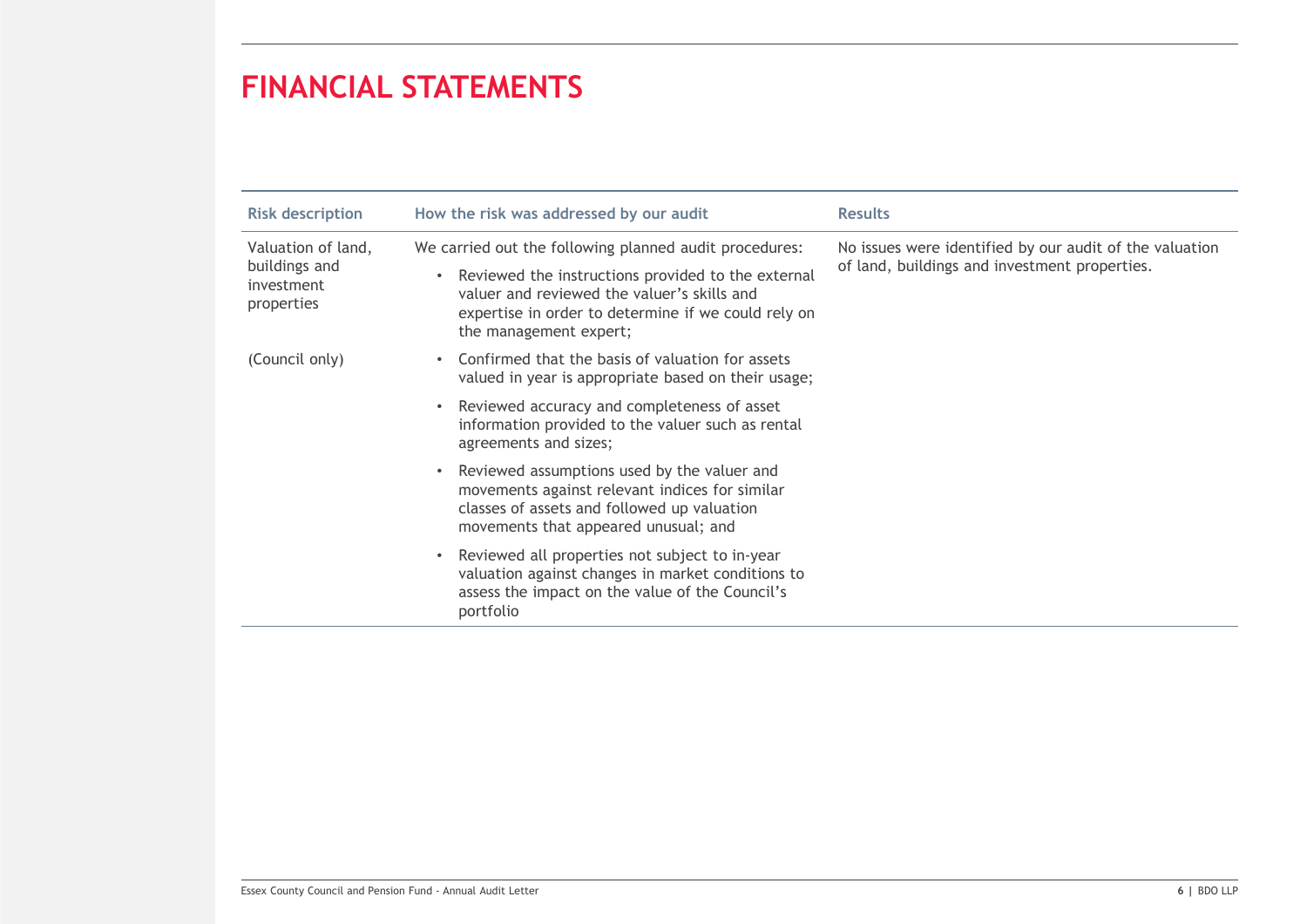# FINANCIAL STATEMENTS

| Risk description | How the risk was addressed by our audit | Results |
| --- | --- | --- |
| Valuation of land, buildings and investment properties<br><br>(Council only) | We carried out the following planned audit procedures:<br>• Reviewed the instructions provided to the external valuer and reviewed the valuer's skills and expertise in order to determine if we could rely on the management expert;<br>• Confirmed that the basis of valuation for assets valued in year is appropriate based on their usage;<br>• Reviewed accuracy and completeness of asset information provided to the valuer such as rental agreements and sizes;<br>• Reviewed assumptions used by the valuer and movements against relevant indices for similar classes of assets and followed up valuation movements that appeared unusual; and<br>• Reviewed all properties not subject to in-year valuation against changes in market conditions to assess the impact on the value of the Council's portfolio | No issues were identified by our audit of the valuation of land, buildings and investment properties. |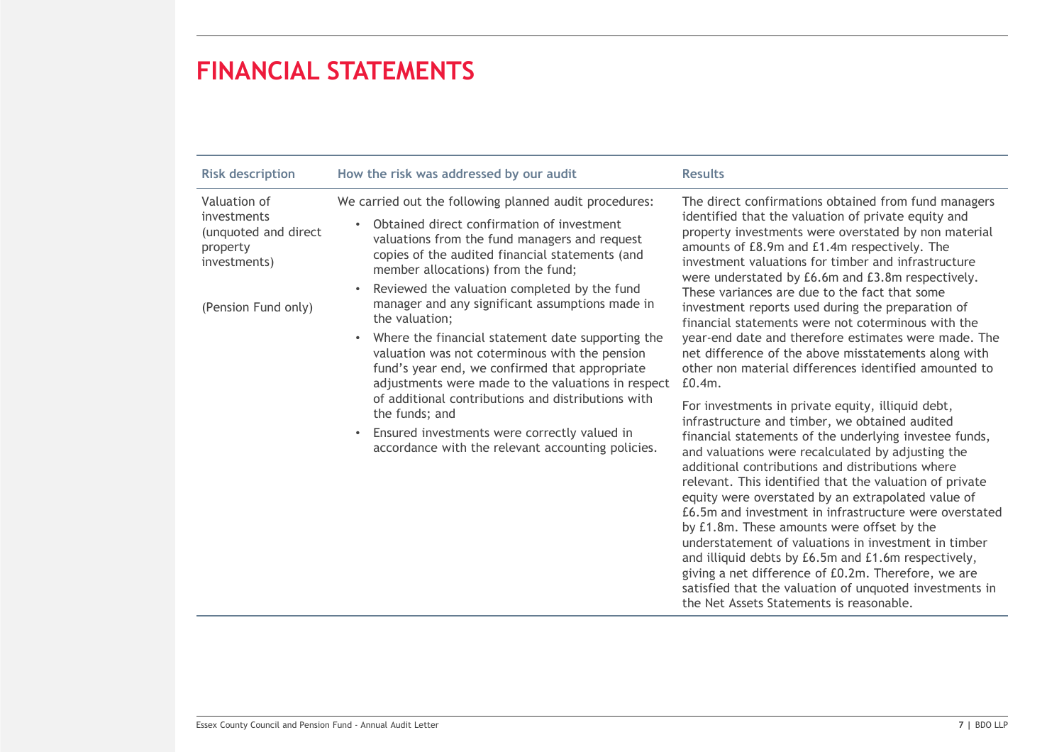# FINANCIAL STATEMENTS

| Risk description | How the risk was addressed by our audit | Results |
|---|---|---|
| Valuation of investments (unquoted and direct property investments)<br><br>(Pension Fund only) | We carried out the following planned audit procedures:<br>• Obtained direct confirmation of investment valuations from the fund managers and request copies of the audited financial statements (and member allocations) from the fund;<br>• Reviewed the valuation completed by the fund manager and any significant assumptions made in the valuation;<br>• Where the financial statement date supporting the valuation was not coterminous with the pension fund's year end, we confirmed that appropriate adjustments were made to the valuations in respect of additional contributions and distributions with the funds; and<br>• Ensured investments were correctly valued in accordance with the relevant accounting policies. | The direct confirmations obtained from fund managers identified that the valuation of private equity and property investments were overstated by non material amounts of £8.9m and £1.4m respectively. The investment valuations for timber and infrastructure were understated by £6.6m and £3.8m respectively. These variances are due to the fact that some investment reports used during the preparation of financial statements were not coterminous with the year-end date and therefore estimates were made. The net difference of the above misstatements along with other non material differences identified amounted to £0.4m.<br><br>For investments in private equity, illiquid debt, infrastructure and timber, we obtained audited financial statements of the underlying investee funds, and valuations were recalculated by adjusting the additional contributions and distributions where relevant. This identified that the valuation of private equity were overstated by an extrapolated value of £6.5m and investment in infrastructure were overstated by £1.8m. These amounts were offset by the understatement of valuations in investment in timber and illiquid debts by £6.5m and £1.6m respectively, giving a net difference of £0.2m. Therefore, we are satisfied that the valuation of unquoted investments in the Net Assets Statements is reasonable. |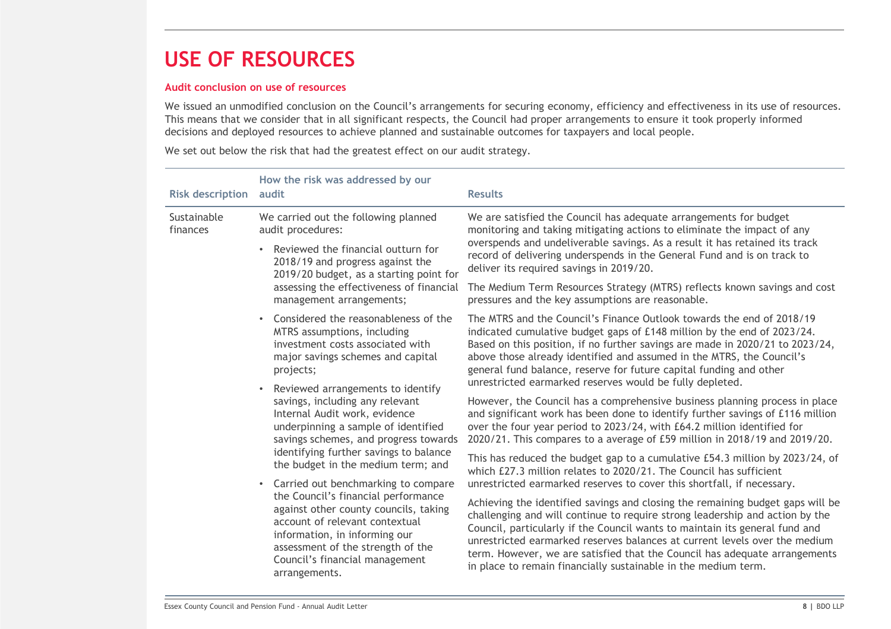# USE OF RESOURCES

**Audit conclusion on use of resources**

We issued an unmodified conclusion on the Council's arrangements for securing economy, efficiency and effectiveness in its use of resources. This means that we consider that in all significant respects, the Council had proper arrangements to ensure it took properly informed decisions and deployed resources to achieve planned and sustainable outcomes for taxpayers and local people.

We set out below the risk that had the greatest effect on our audit strategy.

| Risk description | How the risk was addressed by our audit | Results |
|---|---|---|
| Sustainable finances | We carried out the following planned audit procedures:<br>• Reviewed the financial outturn for 2018/19 and progress against the 2019/20 budget, as a starting point for assessing the effectiveness of financial management arrangements;<br>• Considered the reasonableness of the MTRS assumptions, including investment costs associated with major savings schemes and capital projects;<br>• Reviewed arrangements to identify savings, including any relevant Internal Audit work, evidence underpinning a sample of identified savings schemes, and progress towards identifying further savings to balance the budget in the medium term; and<br>• Carried out benchmarking to compare the Council's financial performance against other county councils, taking account of relevant contextual information, in informing our assessment of the strength of the Council's financial management arrangements. | We are satisfied the Council has adequate arrangements for budget monitoring and taking mitigating actions to eliminate the impact of any overspends and undeliverable savings. As a result it has retained its track record of delivering underspends in the General Fund and is on track to deliver its required savings in 2019/20.<br><br>The Medium Term Resources Strategy (MTRS) reflects known savings and cost pressures and the key assumptions are reasonable.<br><br>The MTRS and the Council's Finance Outlook towards the end of 2018/19 indicated cumulative budget gaps of £148 million by the end of 2023/24. Based on this position, if no further savings are made in 2020/21 to 2023/24, above those already identified and assumed in the MTRS, the Council's general fund balance, reserve for future capital funding and other unrestricted earmarked reserves would be fully depleted.<br><br>However, the Council has a comprehensive business planning process in place and significant work has been done to identify further savings of £116 million over the four year period to 2023/24, with £64.2 million identified for 2020/21. This compares to a average of £59 million in 2018/19 and 2019/20.<br><br>This has reduced the budget gap to a cumulative £54.3 million by 2023/24, of which £27.3 million relates to 2020/21. The Council has sufficient unrestricted earmarked reserves to cover this shortfall, if necessary.<br><br>Achieving the identified savings and closing the remaining budget gaps will be challenging and will continue to require strong leadership and action by the Council, particularly if the Council wants to maintain its general fund and unrestricted earmarked reserves balances at current levels over the medium term. However, we are satisfied that the Council has adequate arrangements in place to remain financially sustainable in the medium term. |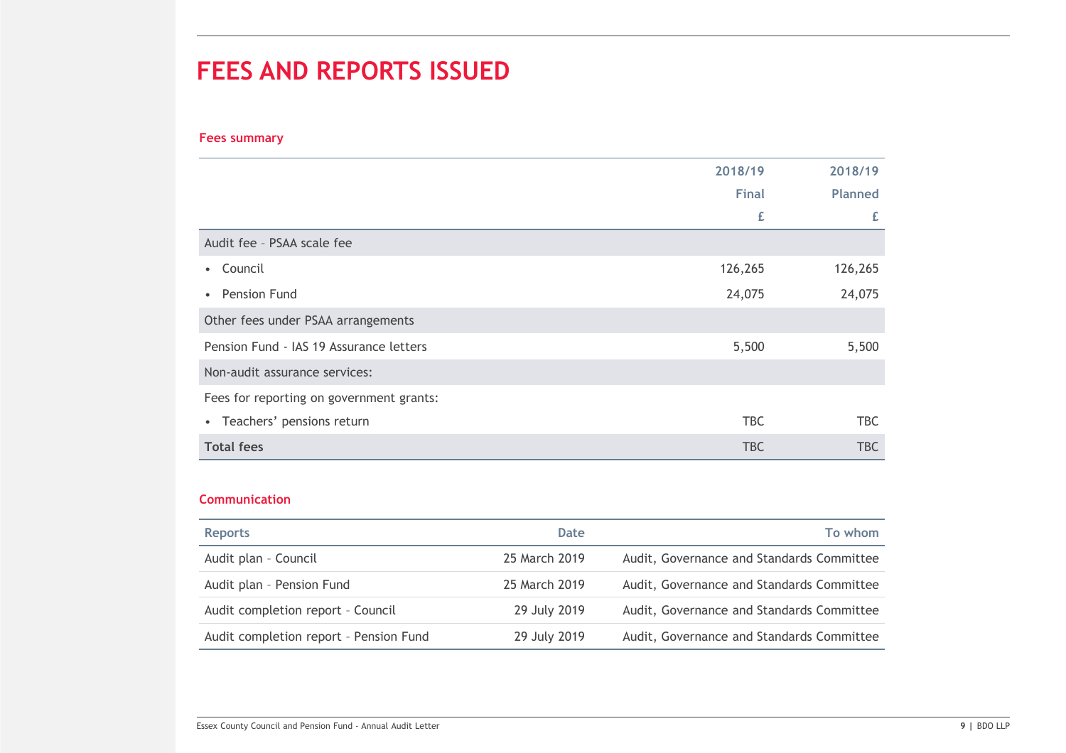# FEES AND REPORTS ISSUED

### Fees summary

| | 2018/19 Final £ | 2018/19 Planned £ |
|---|---|---|
| Audit fee – PSAA scale fee | | |
| • Council | 126,265 | 126,265 |
| • Pension Fund | 24,075 | 24,075 |
| Other fees under PSAA arrangements | | |
| Pension Fund - IAS 19 Assurance letters | 5,500 | 5,500 |
| Non-audit assurance services: | | |
| Fees for reporting on government grants: | | |
| • Teachers' pensions return | TBC | TBC |
| **Total fees** | TBC | TBC |

### Communication

| Reports | Date | To whom |
|---|---|---|
| Audit plan – Council | 25 March 2019 | Audit, Governance and Standards Committee |
| Audit plan – Pension Fund | 25 March 2019 | Audit, Governance and Standards Committee |
| Audit completion report – Council | 29 July 2019 | Audit, Governance and Standards Committee |
| Audit completion report – Pension Fund | 29 July 2019 | Audit, Governance and Standards Committee |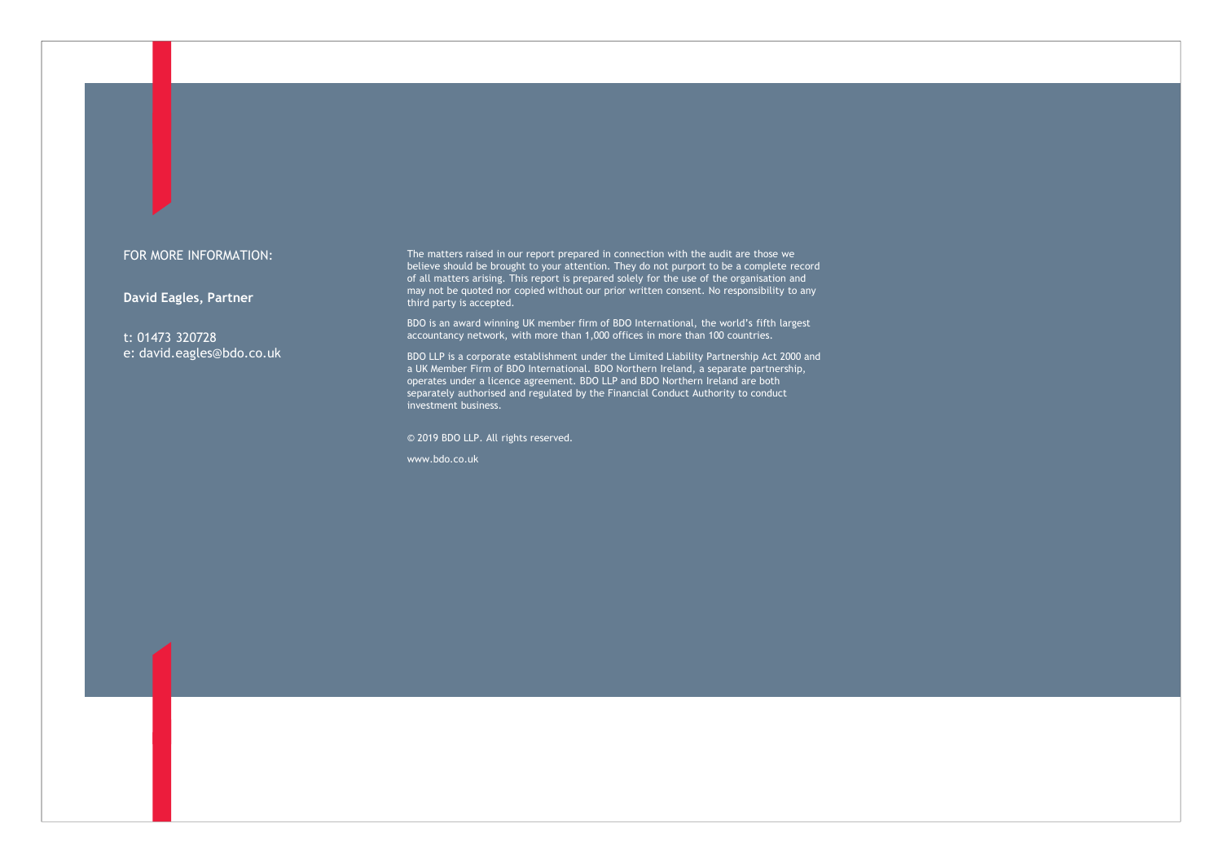FOR MORE INFORMATION:

**David Eagles, Partner**

t: 01473 320728
e: david.eagles@bdo.co.uk

The matters raised in our report prepared in connection with the audit are those we believe should be brought to your attention. They do not purport to be a complete record of all matters arising. This report is prepared solely for the use of the organisation and may not be quoted nor copied without our prior written consent. No responsibility to any third party is accepted.

BDO is an award winning UK member firm of BDO International, the world's fifth largest accountancy network, with more than 1,000 offices in more than 100 countries.

BDO LLP is a corporate establishment under the Limited Liability Partnership Act 2000 and a UK Member Firm of BDO International. BDO Northern Ireland, a separate partnership, operates under a licence agreement. BDO LLP and BDO Northern Ireland are both separately authorised and regulated by the Financial Conduct Authority to conduct investment business.

© 2019 BDO LLP. All rights reserved.

www.bdo.co.uk